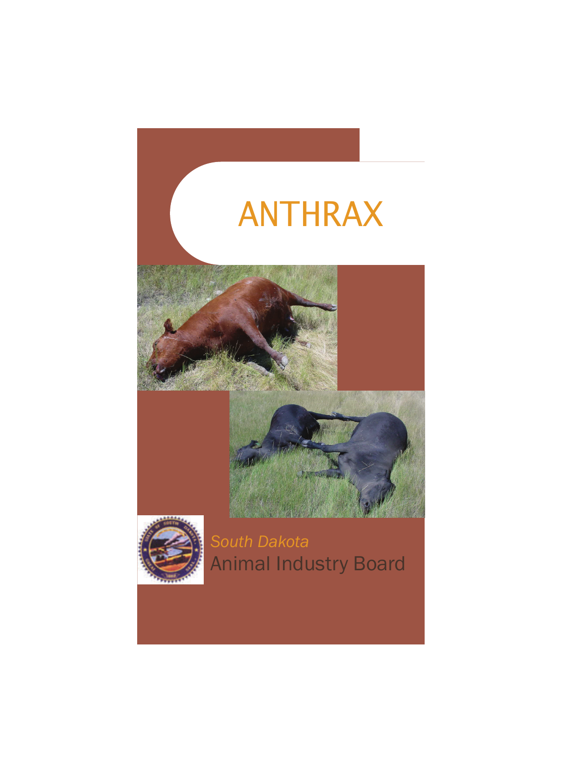# ANTHRAX

*South Dakota*

Animal Industry Board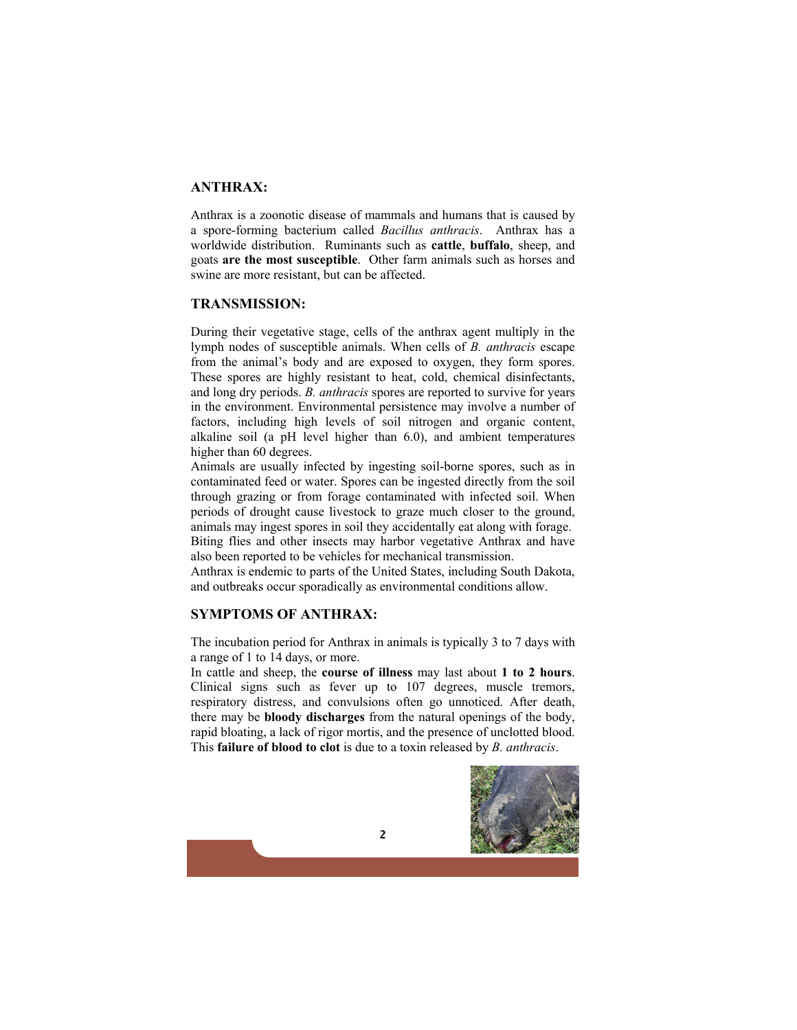## ANTHRAX:

Anthrax is a zoonotic disease of mammals and humans that is caused by a spore-forming bacterium called *Bacillus anthracis*. Anthrax has a worldwide distribution. Ruminants such as **cattle**, **buffalo**, sheep, and goats **are the most susceptible**. Other farm animals such as horses and swine are more resistant, but can be affected.

## TRANSMISSION:

During their vegetative stage, cells of the anthrax agent multiply in the lymph nodes of susceptible animals. When cells of *B. anthracis* escape from the animal's body and are exposed to oxygen, they form spores. These spores are highly resistant to heat, cold, chemical disinfectants, and long dry periods. *B. anthracis* spores are reported to survive for years in the environment. Environmental persistence may involve a number of factors, including high levels of soil nitrogen and organic content, alkaline soil (a pH level higher than 6.0), and ambient temperatures higher than 60 degrees.

Animals are usually infected by ingesting soil-borne spores, such as in contaminated feed or water. Spores can be ingested directly from the soil through grazing or from forage contaminated with infected soil. When periods of drought cause livestock to graze much closer to the ground, animals may ingest spores in soil they accidentally eat along with forage.

Biting flies and other insects may harbor vegetative Anthrax and have also been reported to be vehicles for mechanical transmission.

Anthrax is endemic to parts of the United States, including South Dakota, and outbreaks occur sporadically as environmental conditions allow.

## SYMPTOMS OF ANTHRAX:

The incubation period for Anthrax in animals is typically 3 to 7 days with a range of 1 to 14 days, or more.

In cattle and sheep, the **course of illness** may last about **1 to 2 hours**. Clinical signs such as fever up to 107 degrees, muscle tremors, respiratory distress, and convulsions often go unnoticed. After death, there may be **bloody discharges** from the natural openings of the body, rapid bloating, a lack of rigor mortis, and the presence of unclotted blood. This **failure of blood to clot** is due to a toxin released by *B. anthracis*.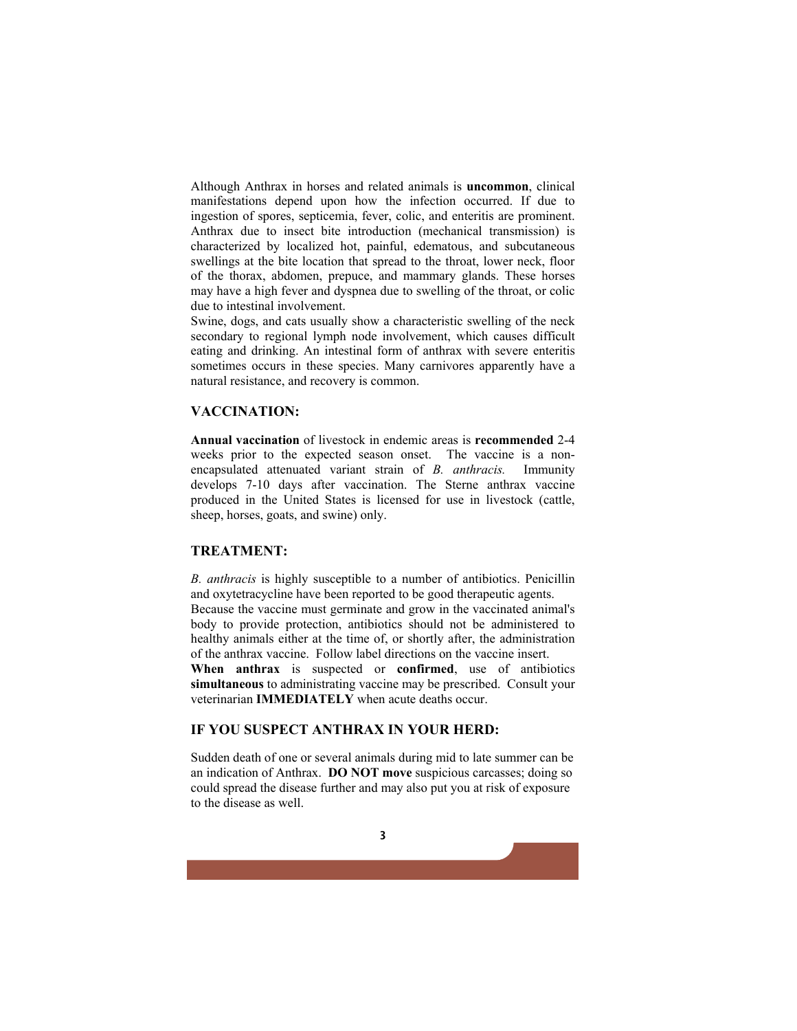Although Anthrax in horses and related animals is **uncommon**, clinical manifestations depend upon how the infection occurred. If due to ingestion of spores, septicemia, fever, colic, and enteritis are prominent. Anthrax due to insect bite introduction (mechanical transmission) is characterized by localized hot, painful, edematous, and subcutaneous swellings at the bite location that spread to the throat, lower neck, floor of the thorax, abdomen, prepuce, and mammary glands. These horses may have a high fever and dyspnea due to swelling of the throat, or colic due to intestinal involvement.

Swine, dogs, and cats usually show a characteristic swelling of the neck secondary to regional lymph node involvement, which causes difficult eating and drinking. An intestinal form of anthrax with severe enteritis sometimes occurs in these species. Many carnivores apparently have a natural resistance, and recovery is common.

## VACCINATION:

**Annual vaccination** of livestock in endemic areas is **recommended** 2-4 weeks prior to the expected season onset. The vaccine is a non-encapsulated attenuated variant strain of *B. anthracis.* Immunity develops 7-10 days after vaccination. The Sterne anthrax vaccine produced in the United States is licensed for use in livestock (cattle, sheep, horses, goats, and swine) only.

## TREATMENT:

*B. anthracis* is highly susceptible to a number of antibiotics. Penicillin and oxytetracycline have been reported to be good therapeutic agents.

Because the vaccine must germinate and grow in the vaccinated animal's body to provide protection, antibiotics should not be administered to healthy animals either at the time of, or shortly after, the administration of the anthrax vaccine. Follow label directions on the vaccine insert.

**When anthrax** is suspected or **confirmed**, use of antibiotics **simultaneous** to administrating vaccine may be prescribed. Consult your veterinarian **IMMEDIATELY** when acute deaths occur.

## IF YOU SUSPECT ANTHRAX IN YOUR HERD:

Sudden death of one or several animals during mid to late summer can be an indication of Anthrax. **DO NOT move** suspicious carcasses; doing so could spread the disease further and may also put you at risk of exposure to the disease as well.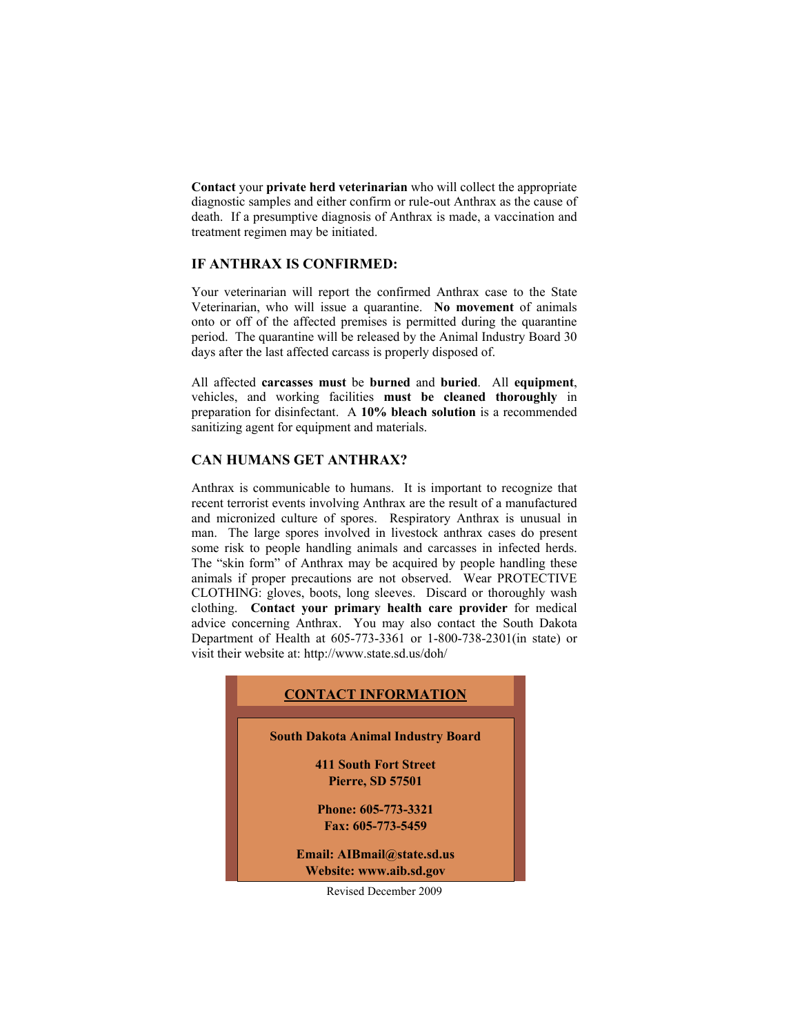**Contact** your **private herd veterinarian** who will collect the appropriate diagnostic samples and either confirm or rule-out Anthrax as the cause of death. If a presumptive diagnosis of Anthrax is made, a vaccination and treatment regimen may be initiated.

## IF ANTHRAX IS CONFIRMED:

Your veterinarian will report the confirmed Anthrax case to the State Veterinarian, who will issue a quarantine. **No movement** of animals onto or off of the affected premises is permitted during the quarantine period. The quarantine will be released by the Animal Industry Board 30 days after the last affected carcass is properly disposed of.

All affected **carcasses must** be **burned** and **buried**. All **equipment**, vehicles, and working facilities **must be cleaned thoroughly** in preparation for disinfectant. A **10% bleach solution** is a recommended sanitizing agent for equipment and materials.

## CAN HUMANS GET ANTHRAX?

Anthrax is communicable to humans. It is important to recognize that recent terrorist events involving Anthrax are the result of a manufactured and micronized culture of spores. Respiratory Anthrax is unusual in man. The large spores involved in livestock anthrax cases do present some risk to people handling animals and carcasses in infected herds. The "skin form" of Anthrax may be acquired by people handling these animals if proper precautions are not observed. Wear PROTECTIVE CLOTHING: gloves, boots, long sleeves. Discard or thoroughly wash clothing. **Contact your primary health care provider** for medical advice concerning Anthrax. You may also contact the South Dakota Department of Health at 605-773-3361 or 1-800-738-2301(in state) or visit their website at: http://www.state.sd.us/doh/

**CONTACT INFORMATION**

**South Dakota Animal Industry Board**

**411 South Fort Street**
**Pierre, SD 57501**

**Phone: 605-773-3321**
**Fax: 605-773-5459**

**Email: AIBmail@state.sd.us**
**Website: www.aib.sd.gov**

Revised December 2009